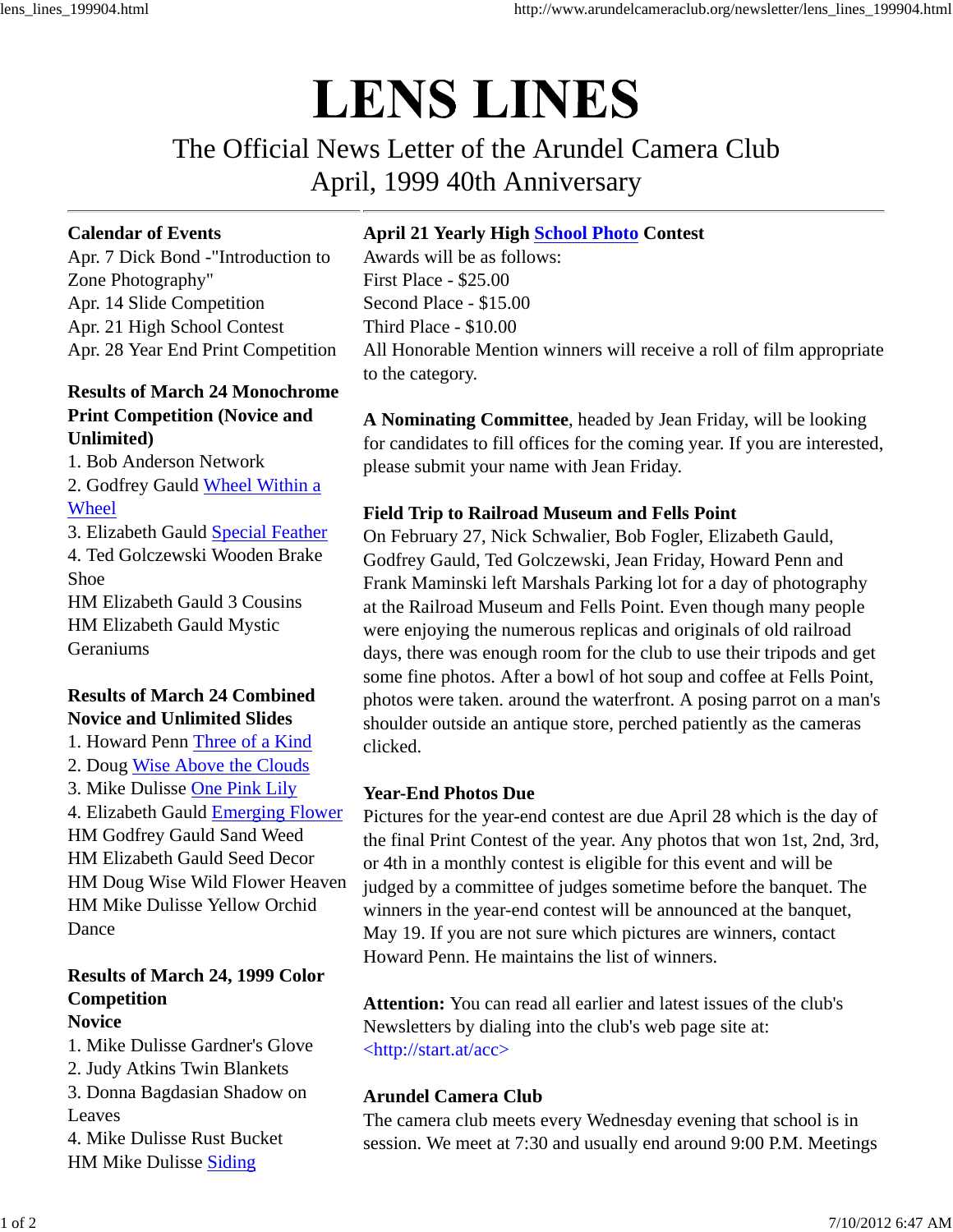# LENS LINES

## The Official News Letter of the Arundel Camera Club
## April, 1999 40th Anniversary

---

### Calendar of Events

Apr. 7 Dick Bond -"Introduction to Zone Photography"
Apr. 14 Slide Competition
Apr. 21 High School Contest
Apr. 28 Year End Print Competition

### Results of March 24 Monochrome Print Competition (Novice and Unlimited)

1. Bob Anderson Network
2. Godfrey Gauld Wheel Within a Wheel
3. Elizabeth Gauld Special Feather
4. Ted Golczewski Wooden Brake Shoe

HM Elizabeth Gauld 3 Cousins
HM Elizabeth Gauld Mystic Geraniums

### Results of March 24 Combined Novice and Unlimited Slides

1. Howard Penn Three of a Kind
2. Doug Wise Above the Clouds
3. Mike Dulisse One Pink Lily
4. Elizabeth Gauld Emerging Flower

HM Godfrey Gauld Sand Weed
HM Elizabeth Gauld Seed Decor
HM Doug Wise Wild Flower Heaven
HM Mike Dulisse Yellow Orchid Dance

### Results of March 24, 1999 Color Competition

**Novice**

1. Mike Dulisse Gardner's Glove
2. Judy Atkins Twin Blankets
3. Donna Bagdasian Shadow on Leaves
4. Mike Dulisse Rust Bucket

HM Mike Dulisse Siding

### April 21 Yearly High School Photo Contest

Awards will be as follows:
First Place - $25.00
Second Place - $15.00
Third Place - $10.00
All Honorable Mention winners will receive a roll of film appropriate to the category.

**A Nominating Committee**, headed by Jean Friday, will be looking for candidates to fill offices for the coming year. If you are interested, please submit your name with Jean Friday.

### Field Trip to Railroad Museum and Fells Point

On February 27, Nick Schwalier, Bob Fogler, Elizabeth Gauld, Godfrey Gauld, Ted Golczewski, Jean Friday, Howard Penn and Frank Maminski left Marshals Parking lot for a day of photography at the Railroad Museum and Fells Point. Even though many people were enjoying the numerous replicas and originals of old railroad days, there was enough room for the club to use their tripods and get some fine photos. After a bowl of hot soup and coffee at Fells Point, photos were taken. around the waterfront. A posing parrot on a man's shoulder outside an antique store, perched patiently as the cameras clicked.

### Year-End Photos Due

Pictures for the year-end contest are due April 28 which is the day of the final Print Contest of the year. Any photos that won 1st, 2nd, 3rd, or 4th in a monthly contest is eligible for this event and will be judged by a committee of judges sometime before the banquet. The winners in the year-end contest will be announced at the banquet, May 19. If you are not sure which pictures are winners, contact Howard Penn. He maintains the list of winners.

**Attention:** You can read all earlier and latest issues of the club's Newsletters by dialing into the club's web page site at: <http://start.at/acc>

### Arundel Camera Club

The camera club meets every Wednesday evening that school is in session. We meet at 7:30 and usually end around 9:00 P.M. Meetings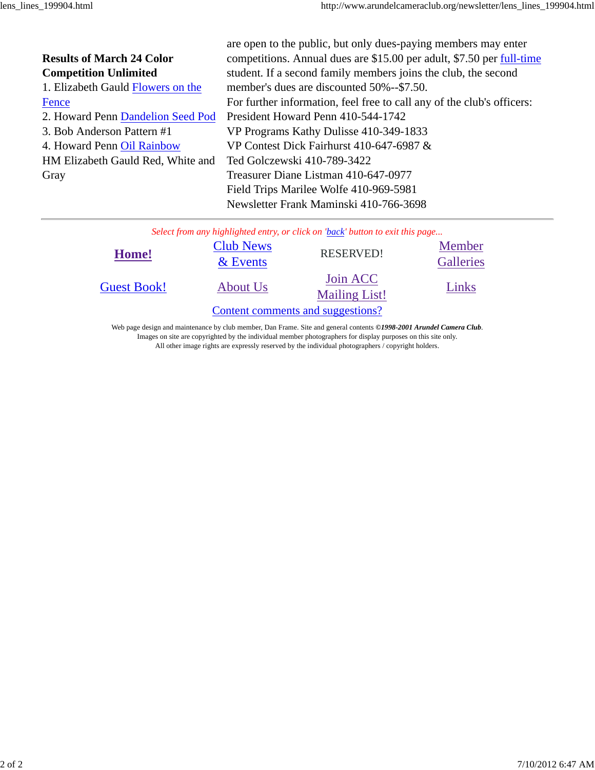**Results of March 24 Color Competition Unlimited**

1. Elizabeth Gauld Flowers on the Fence
2. Howard Penn Dandelion Seed Pod
3. Bob Anderson Pattern #1
4. Howard Penn Oil Rainbow

HM Elizabeth Gauld Red, White and Gray

are open to the public, but only dues-paying members may enter competitions. Annual dues are $15.00 per adult, $7.50 per full-time student. If a second family members joins the club, the second member's dues are discounted 50%--$7.50.

For further information, feel free to call any of the club's officers:

President Howard Penn 410-544-1742
VP Programs Kathy Dulisse 410-349-1833
VP Contest Dick Fairhurst 410-647-6987 &
Ted Golczewski 410-789-3422
Treasurer Diane Listman 410-647-0977
Field Trips Marilee Wolfe 410-969-5981
Newsletter Frank Maminski 410-766-3698

---

*Select from any highlighted entry, or click on 'back' button to exit this page...*

| | | | |
|---|---|---|---|
| **Home!** | Club News & Events | RESERVED! | Member Galleries |
| Guest Book! | About Us | Join ACC Mailing List! | Links |

Content comments and suggestions?

Web page design and maintenance by club member, Dan Frame. Site and general contents ***©1998-2001 Arundel Camera Club***.
Images on site are copyrighted by the individual member photographers for display purposes on this site only.
All other image rights are expressly reserved by the individual photographers / copyright holders.